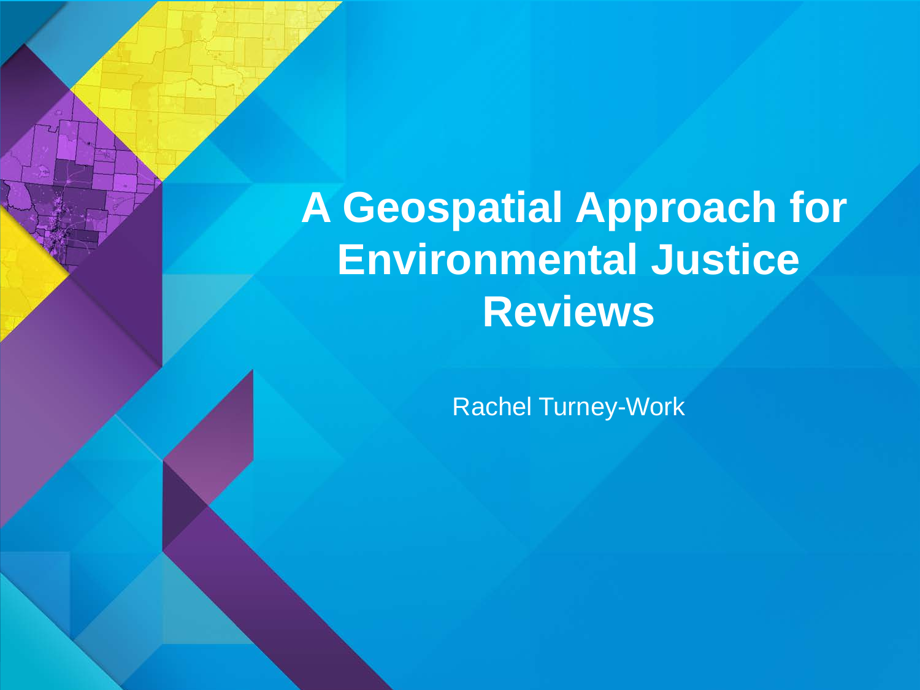# A Geospatial Approach for Environmental Justice Reviews

Rachel Turney-Work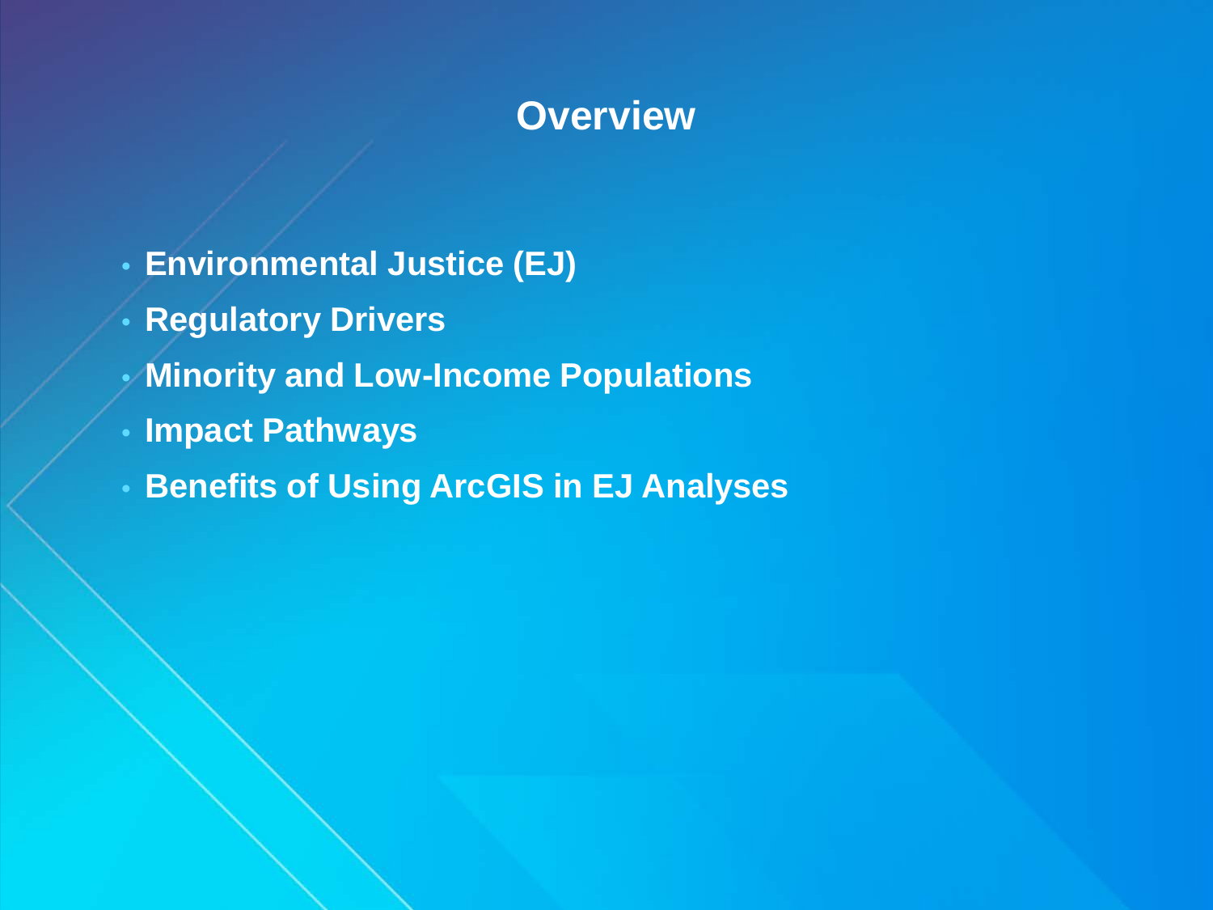# Overview

- **Environmental Justice (EJ)**
- **Regulatory Drivers**
- **Minority and Low-Income Populations**
- **Impact Pathways**
- **Benefits of Using ArcGIS in EJ Analyses**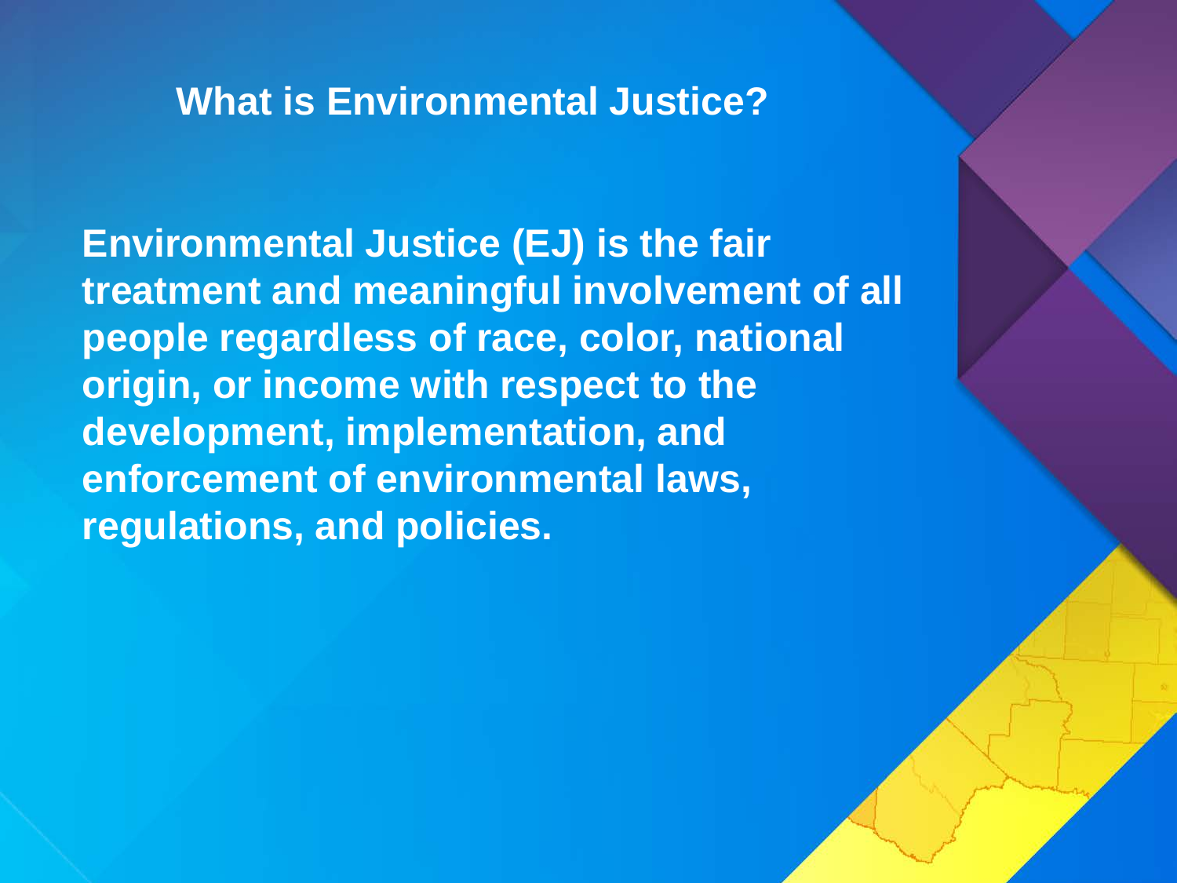## What is Environmental Justice?

**Environmental Justice (EJ) is the fair treatment and meaningful involvement of all people regardless of race, color, national origin, or income with respect to the development, implementation, and enforcement of environmental laws, regulations, and policies.**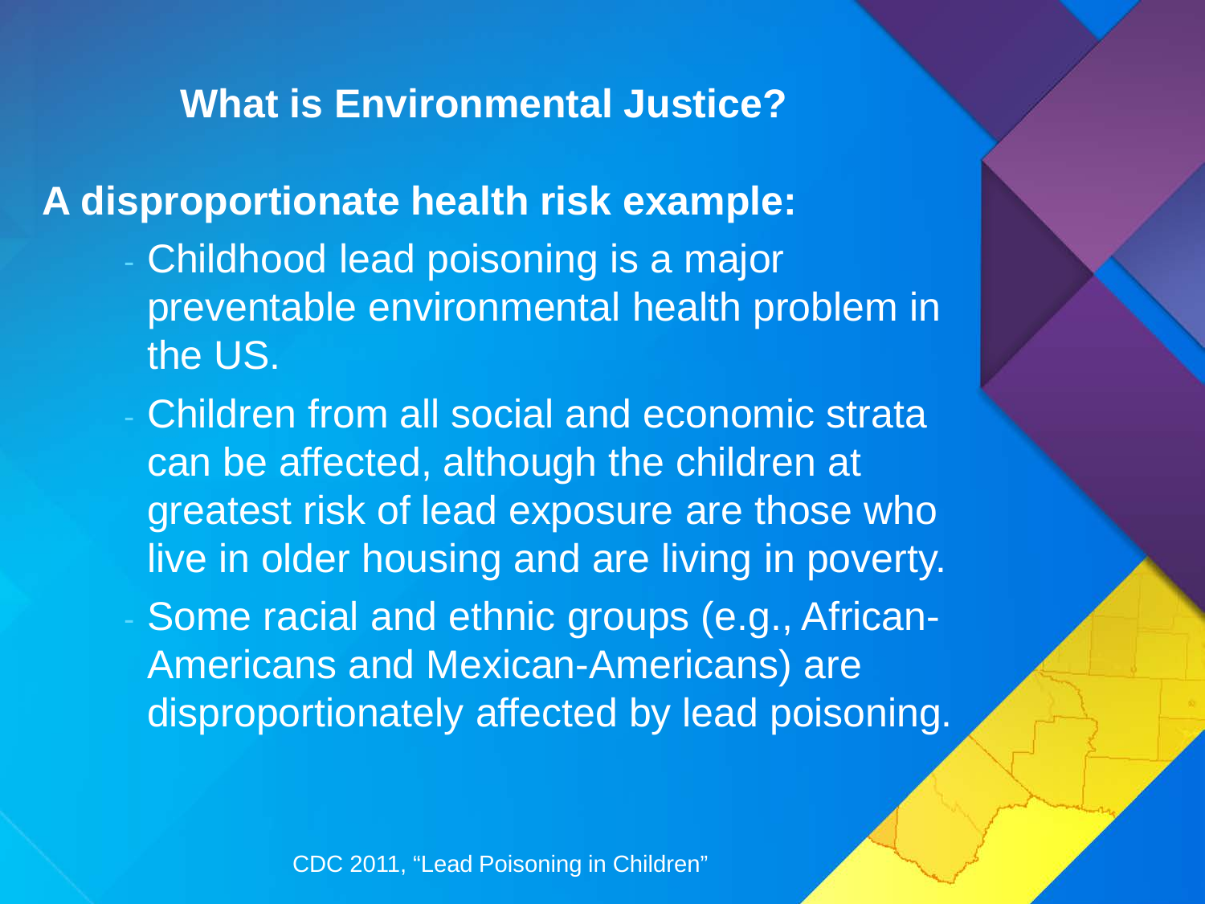# What is Environmental Justice?

**A disproportionate health risk example:**

- Childhood lead poisoning is a major preventable environmental health problem in the US.
- Children from all social and economic strata can be affected, although the children at greatest risk of lead exposure are those who live in older housing and are living in poverty.
- Some racial and ethnic groups (e.g., African-Americans and Mexican-Americans) are disproportionately affected by lead poisoning.

CDC 2011, "Lead Poisoning in Children"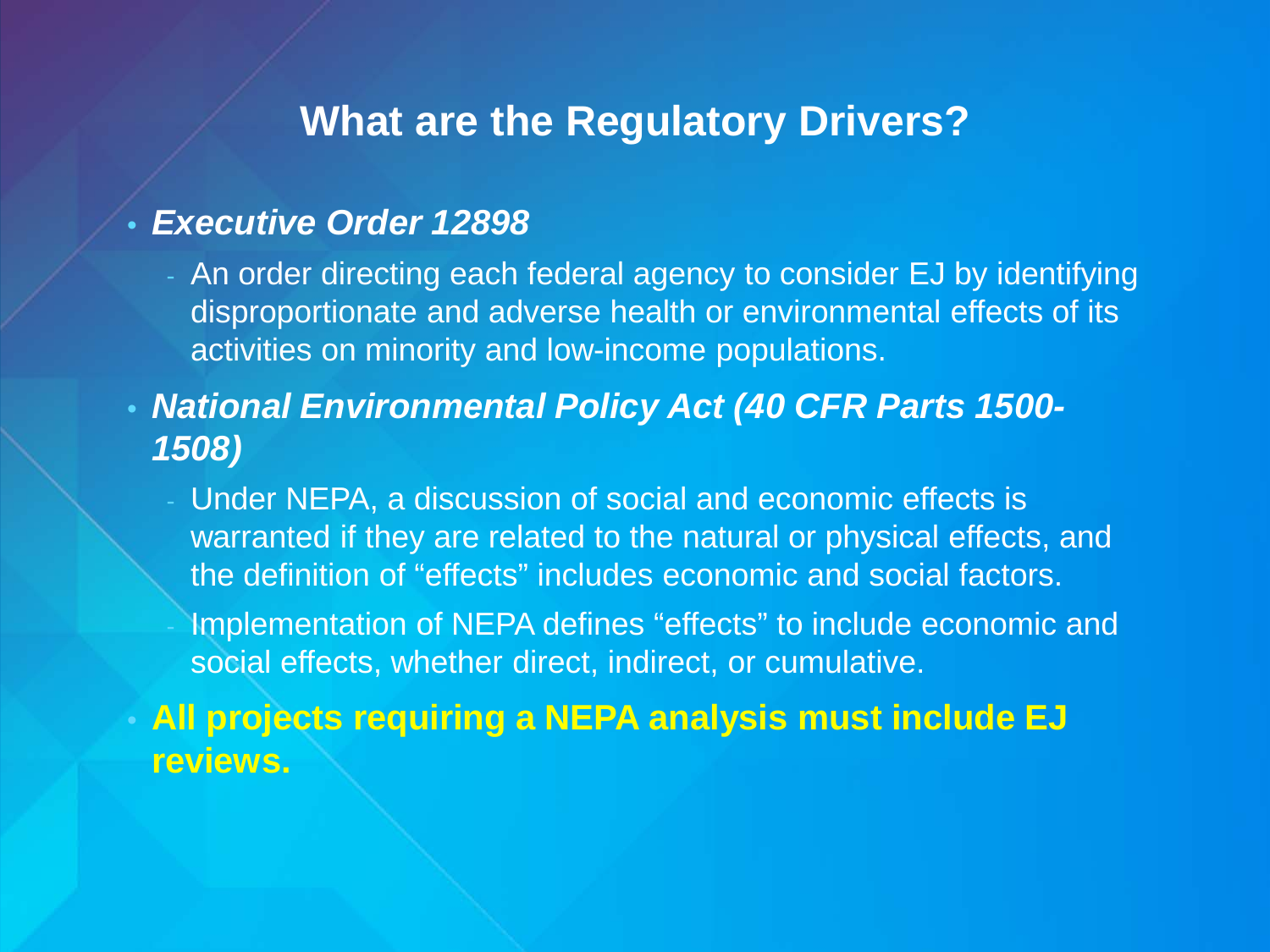# What are the Regulatory Drivers?

- ***Executive Order 12898***
  - An order directing each federal agency to consider EJ by identifying disproportionate and adverse health or environmental effects of its activities on minority and low-income populations.
- ***National Environmental Policy Act (40 CFR Parts 1500-1508)***
  - Under NEPA, a discussion of social and economic effects is warranted if they are related to the natural or physical effects, and the definition of "effects" includes economic and social factors.
  - Implementation of NEPA defines "effects" to include economic and social effects, whether direct, indirect, or cumulative.
- **All projects requiring a NEPA analysis must include EJ reviews.**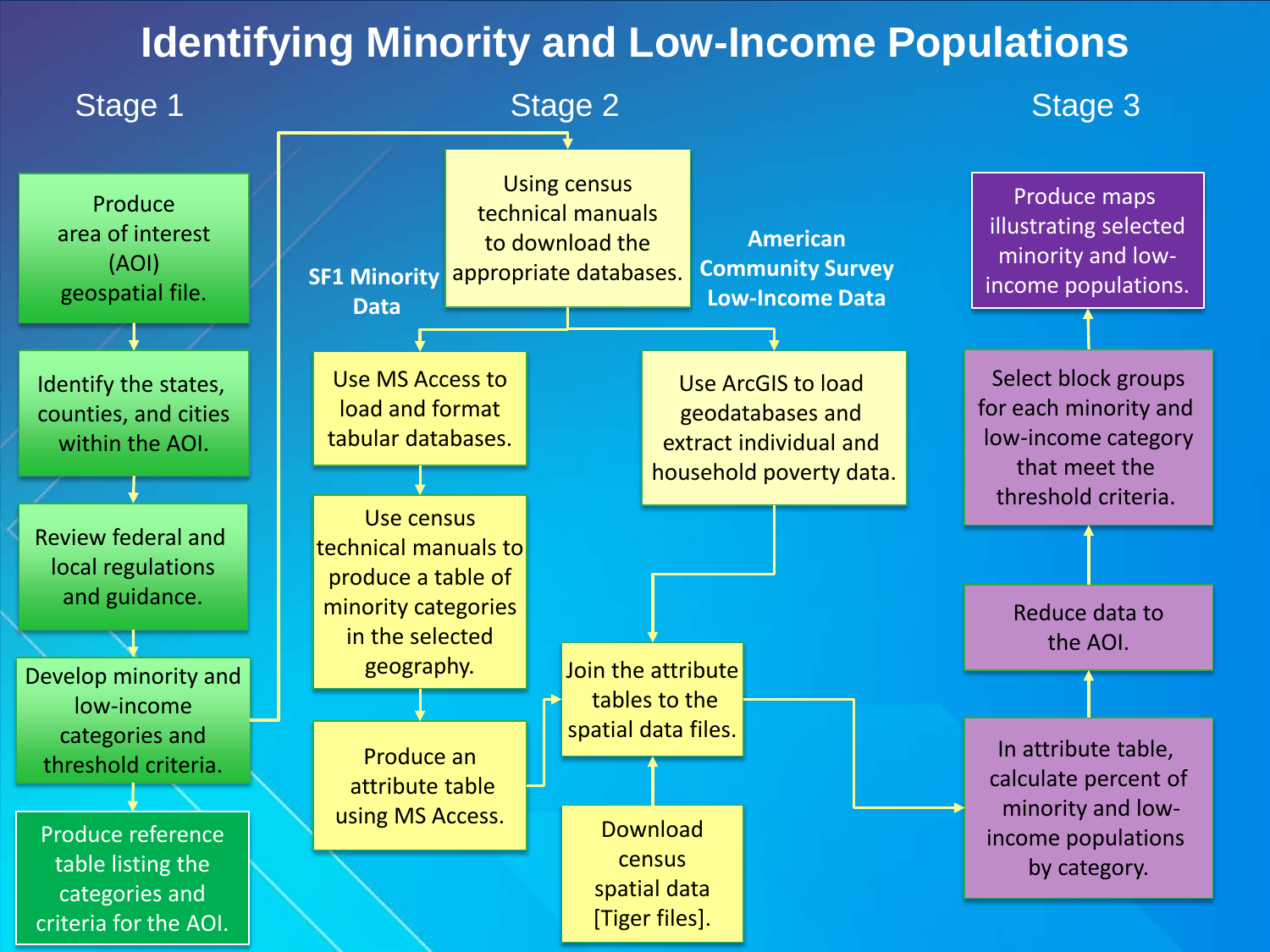# Identifying Minority and Low-Income Populations

## Stage 1

- Produce area of interest (AOI) geospatial file.
- Identify the states, counties, and cities within the AOI.
- Review federal and local regulations and guidance.
- Develop minority and low-income categories and threshold criteria.
- Produce reference table listing the categories and criteria for the AOI.

## Stage 2

- Using census technical manuals to download the appropriate databases.

**SF1 Minority Data**

- Use MS Access to load and format tabular databases.
- Use census technical manuals to produce a table of minority categories in the selected geography.
- Produce an attribute table using MS Access.

**American Community Survey Low-Income Data**

- Use ArcGIS to load geodatabases and extract individual and household poverty data.

- Download census spatial data [Tiger files].
- Join the attribute tables to the spatial data files.

## Stage 3

- In attribute table, calculate percent of minority and low-income populations by category.
- Reduce data to the AOI.
- Select block groups for each minority and low-income category that meet the threshold criteria.
- Produce maps illustrating selected minority and low-income populations.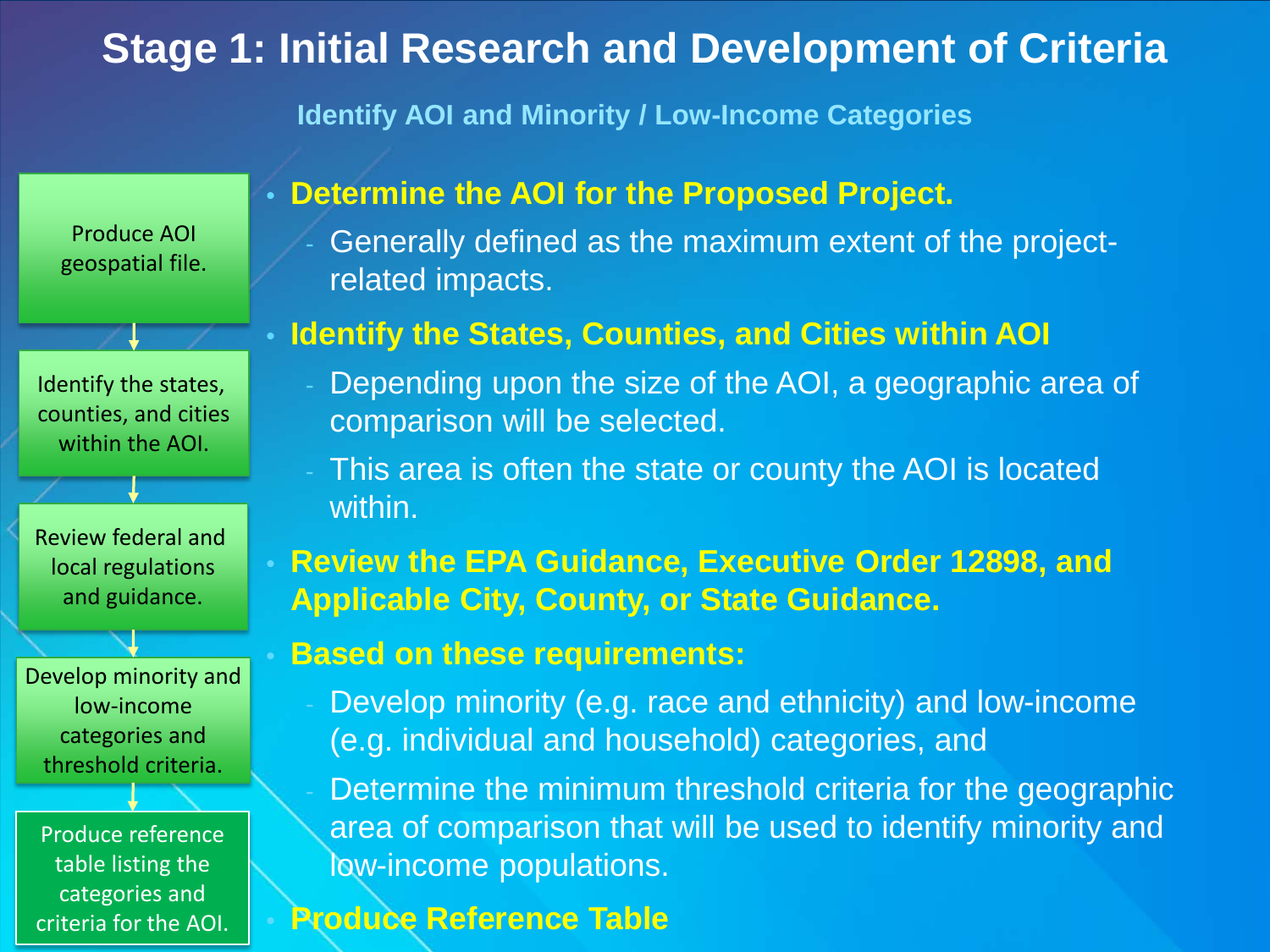# Stage 1: Initial Research and Development of Criteria

## Identify AOI and Minority / Low-Income Categories

- Produce AOI geospatial file.
- Identify the states, counties, and cities within the AOI.
- Review federal and local regulations and guidance.
- Develop minority and low-income categories and threshold criteria.
- Produce reference table listing the categories and criteria for the AOI.

- **Determine the AOI for the Proposed Project.**
  - Generally defined as the maximum extent of the project-related impacts.
- **Identify the States, Counties, and Cities within AOI**
  - Depending upon the size of the AOI, a geographic area of comparison will be selected.
  - This area is often the state or county the AOI is located within.
- **Review the EPA Guidance, Executive Order 12898, and Applicable City, County, or State Guidance.**
- **Based on these requirements:**
  - Develop minority (e.g. race and ethnicity) and low-income (e.g. individual and household) categories, and
  - Determine the minimum threshold criteria for the geographic area of comparison that will be used to identify minority and low-income populations.
- **Produce Reference Table**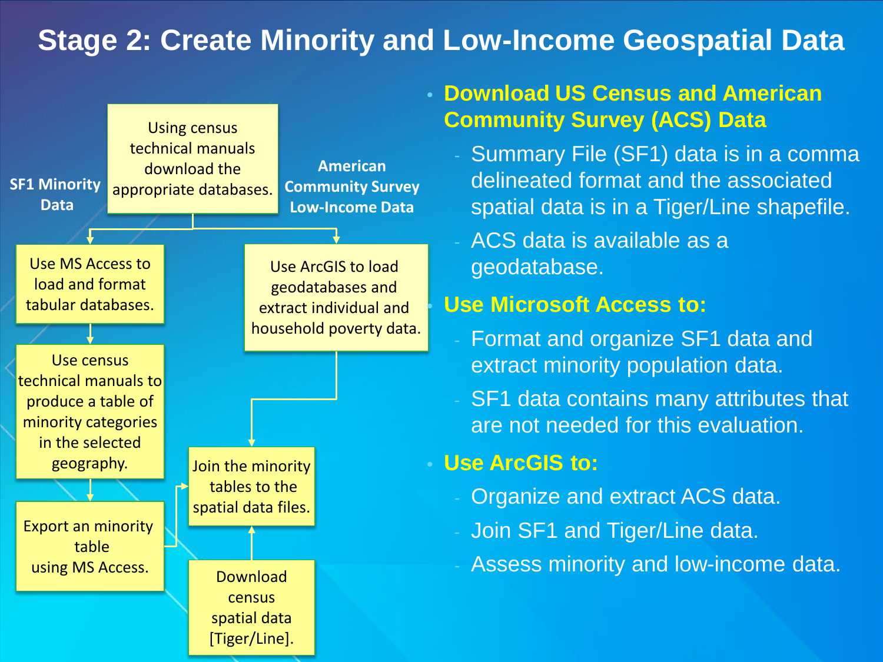# Stage 2: Create Minority and Low-Income Geospatial Data

**SF1 Minority Data**

**American Community Survey Low-Income Data**

Using census technical manuals download the appropriate databases.

Use MS Access to load and format tabular databases.

Use census technical manuals to produce a table of minority categories in the selected geography.

Export an minority table using MS Access.

Use ArcGIS to load geodatabases and extract individual and household poverty data.

Join the minority tables to the spatial data files.

Download census spatial data [Tiger/Line].

- **Download US Census and American Community Survey (ACS) Data**
  - Summary File (SF1) data is in a comma delineated format and the associated spatial data is in a Tiger/Line shapefile.
  - ACS data is available as a geodatabase.
- **Use Microsoft Access to:**
  - Format and organize SF1 data and extract minority population data.
  - SF1 data contains many attributes that are not needed for this evaluation.
- **Use ArcGIS to:**
  - Organize and extract ACS data.
  - Join SF1 and Tiger/Line data.
  - Assess minority and low-income data.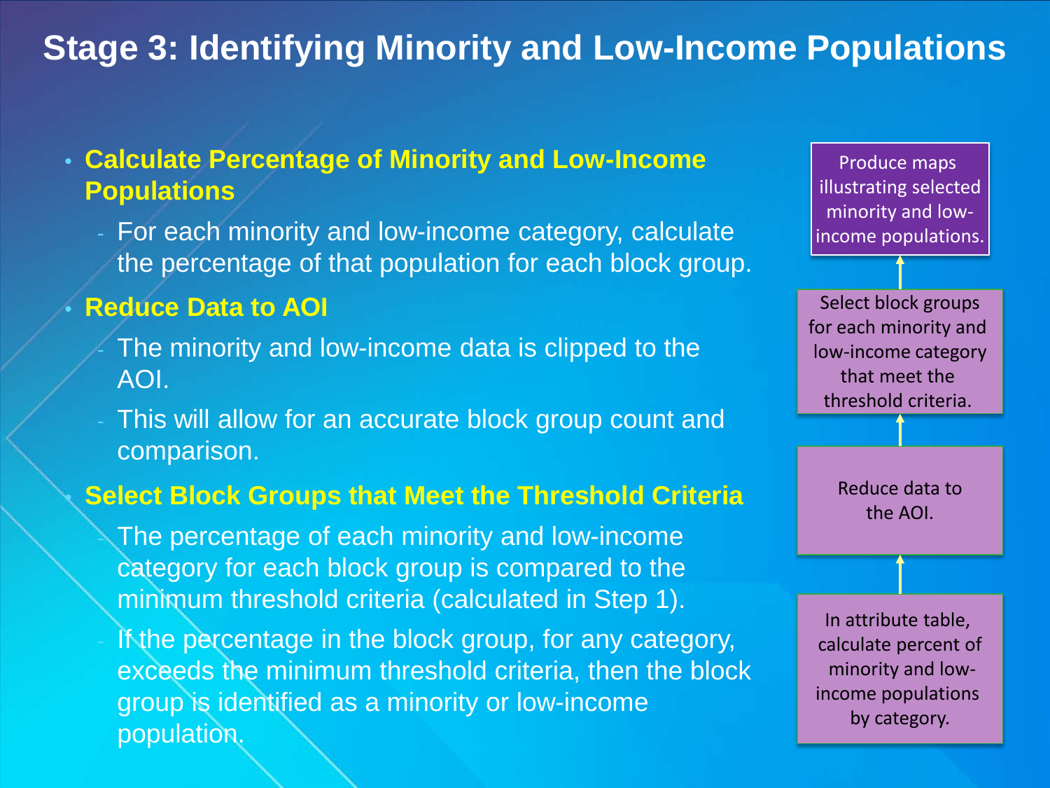# Stage 3: Identifying Minority and Low-Income Populations

- **Calculate Percentage of Minority and Low-Income Populations**
  - For each minority and low-income category, calculate the percentage of that population for each block group.
- **Reduce Data to AOI**
  - The minority and low-income data is clipped to the AOI.
  - This will allow for an accurate block group count and comparison.
- **Select Block Groups that Meet the Threshold Criteria**
  - The percentage of each minority and low-income category for each block group is compared to the minimum threshold criteria (calculated in Step 1).
  - If the percentage in the block group, for any category, exceeds the minimum threshold criteria, then the block group is identified as a minority or low-income population.

Produce maps illustrating selected minority and low-income populations.

↑

Select block groups for each minority and low-income category that meet the threshold criteria.

↑

Reduce data to the AOI.

↑

In attribute table, calculate percent of minority and low-income populations by category.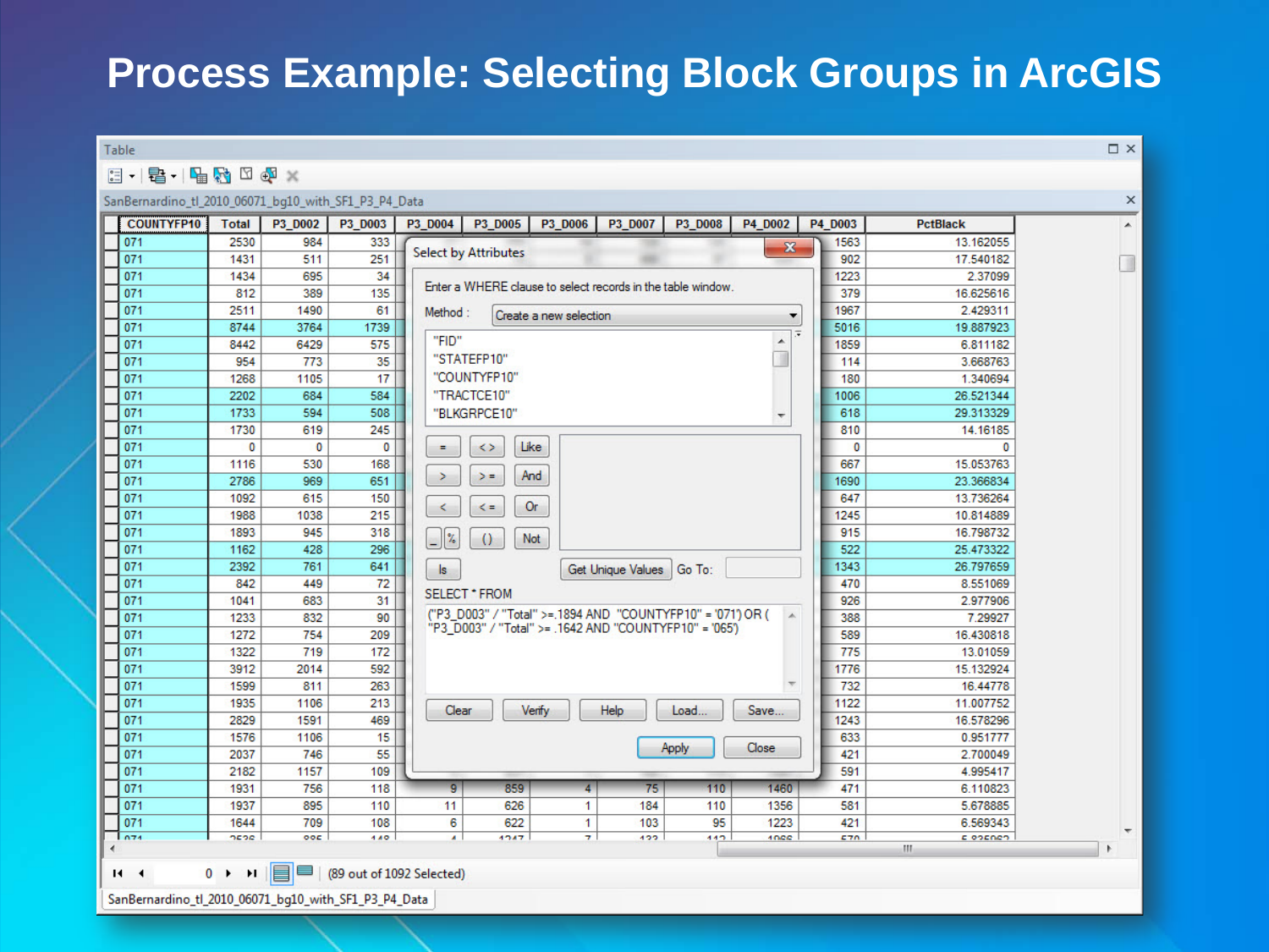# Process Example: Selecting Block Groups in ArcGIS

Table

SanBernardino_tl_2010_06071_bg10_with_SF1_P3_P4_Data

Select by Attributes

Enter a WHERE clause to select records in the table window.

Method : Create a new selection

"FID"
"STATEFP10"
"COUNTYFP10"
"TRACTCE10"
"BLKGRPCE10"

SELECT * FROM

```
("P3_D003" / "Total" >=.1894 AND "COUNTYFP10" = '071') OR ( "P3_D003" / "Total" >= .1642 AND "COUNTYFP10" = '065')
```

(89 out of 1092 Selected)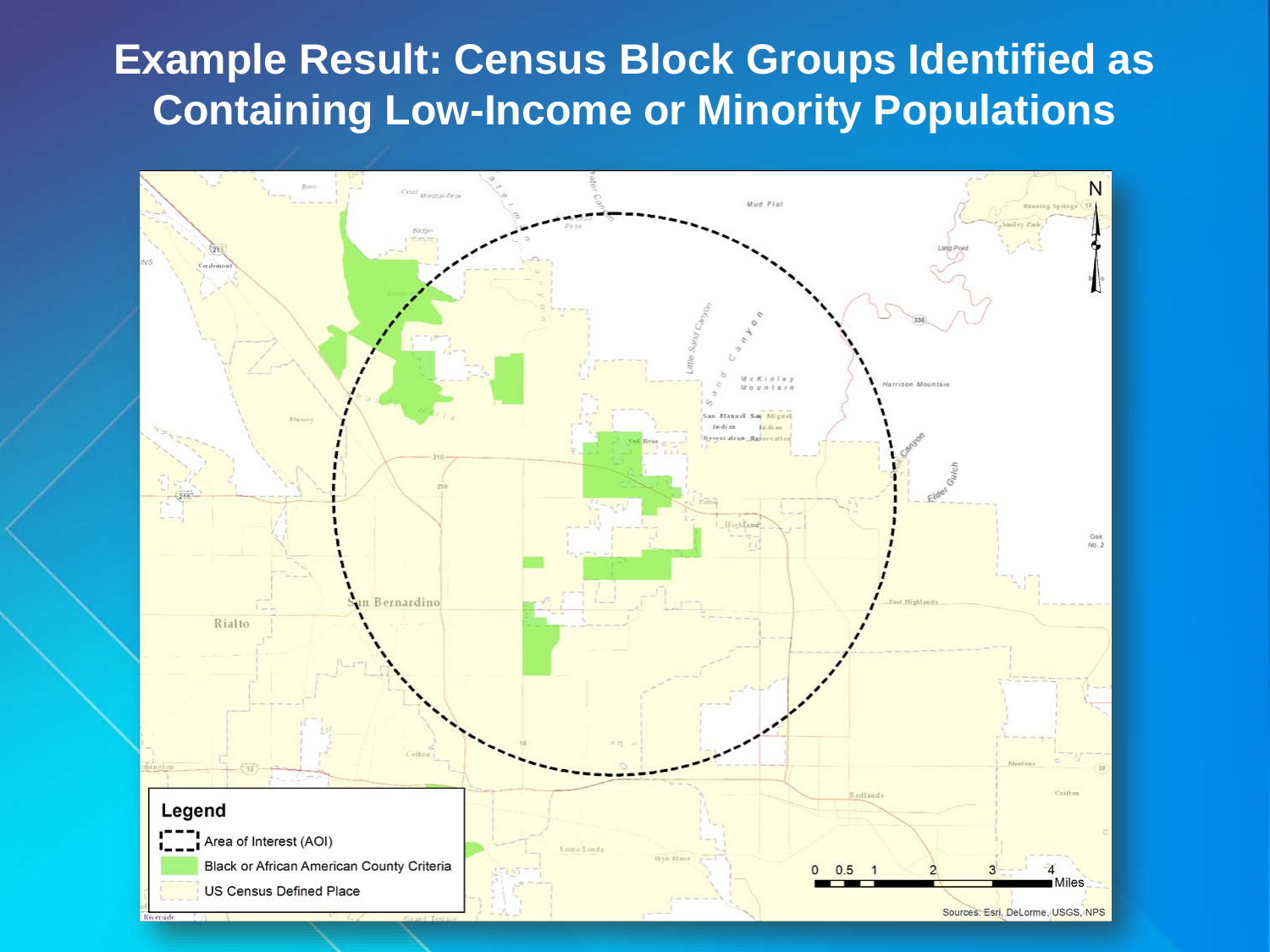# Example Result: Census Block Groups Identified as Containing Low-Income or Minority Populations

**Legend**

- Area of Interest (AOI)
- Black or African American County Criteria
- US Census Defined Place

0 0.5 1 2 3 4 Miles

Sources: Esri, DeLorme, USGS, NPS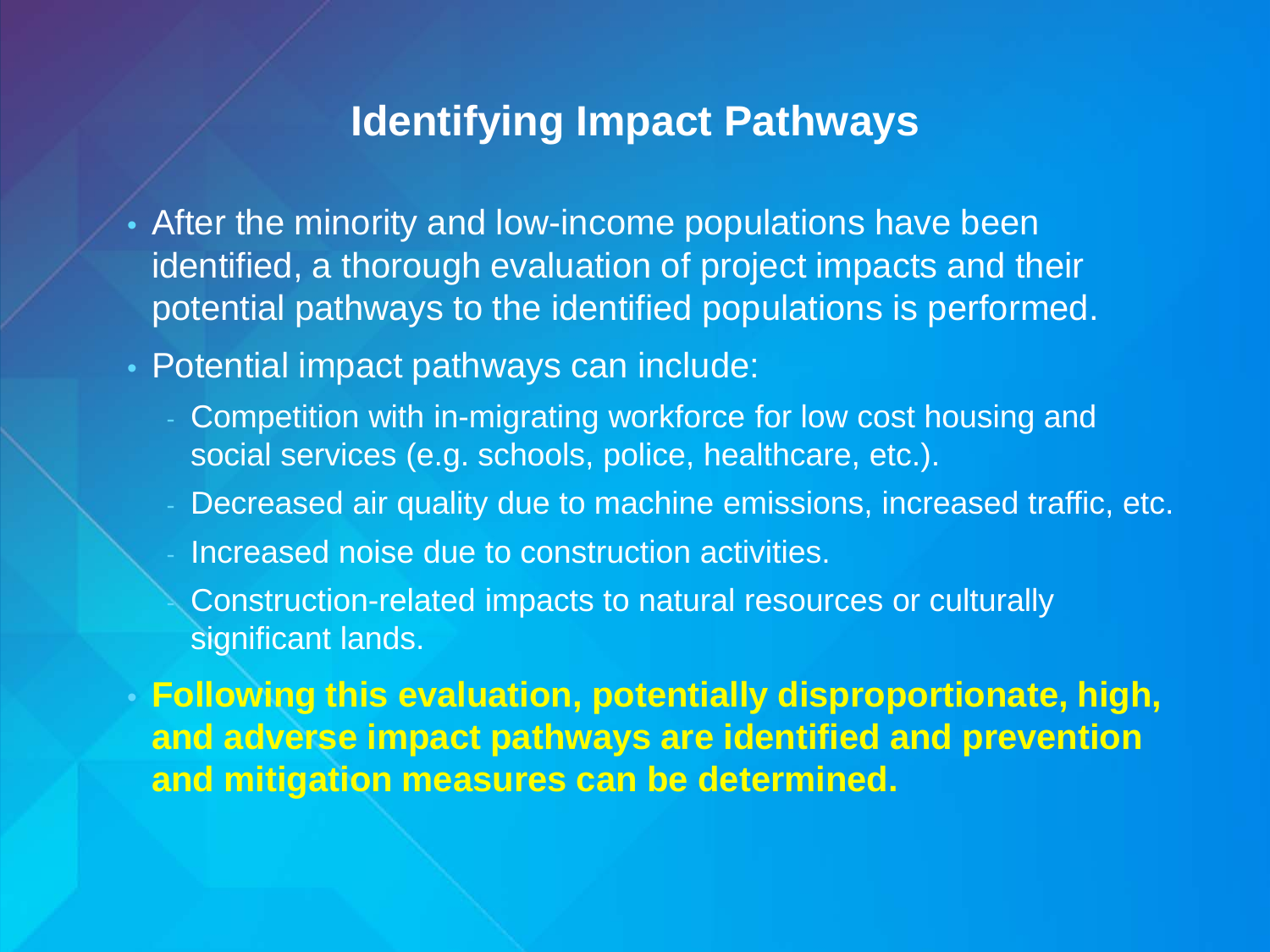# Identifying Impact Pathways

- After the minority and low-income populations have been identified, a thorough evaluation of project impacts and their potential pathways to the identified populations is performed.
- Potential impact pathways can include:
  - Competition with in-migrating workforce for low cost housing and social services (e.g. schools, police, healthcare, etc.).
  - Decreased air quality due to machine emissions, increased traffic, etc.
  - Increased noise due to construction activities.
  - Construction-related impacts to natural resources or culturally significant lands.
- **Following this evaluation, potentially disproportionate, high, and adverse impact pathways are identified and prevention and mitigation measures can be determined.**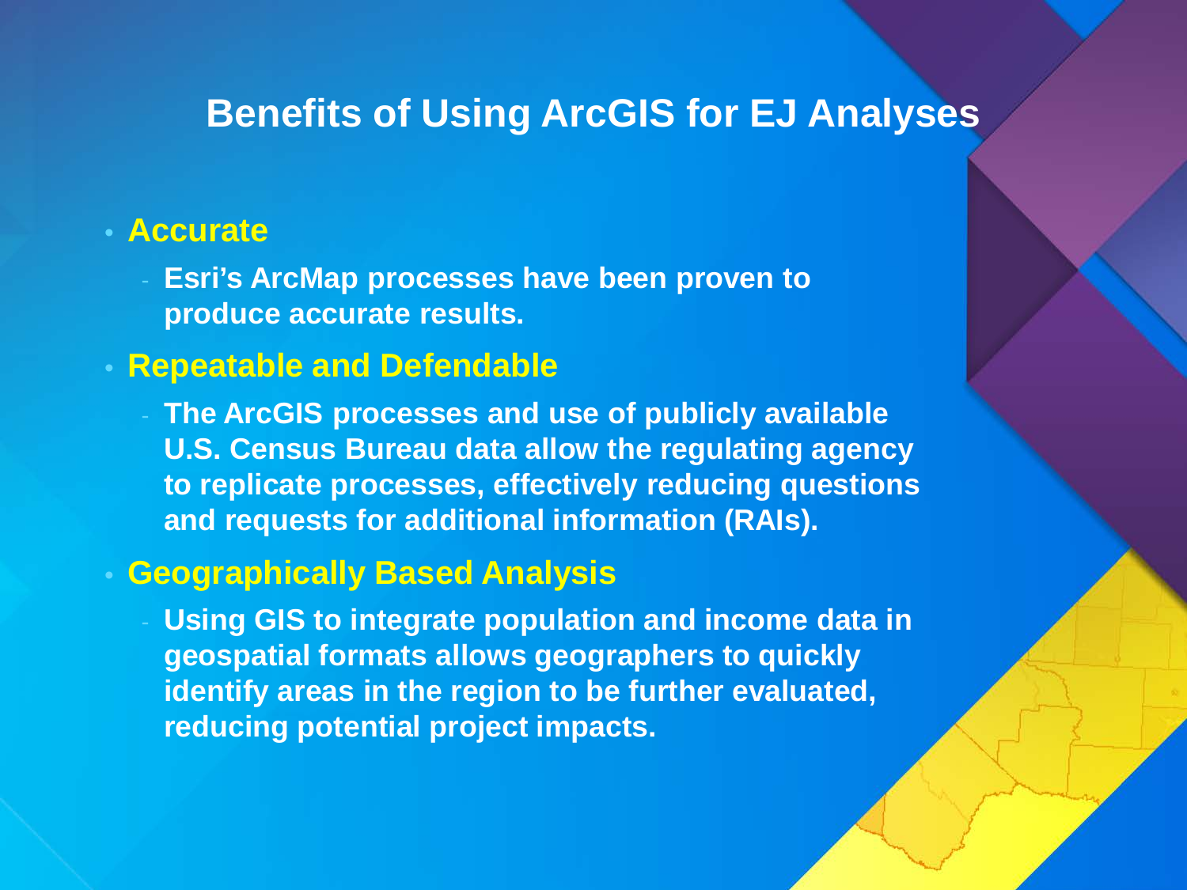# Benefits of Using ArcGIS for EJ Analyses

- **Accurate**
  - **Esri's ArcMap processes have been proven to produce accurate results.**
- **Repeatable and Defendable**
  - **The ArcGIS processes and use of publicly available U.S. Census Bureau data allow the regulating agency to replicate processes, effectively reducing questions and requests for additional information (RAIs).**
- **Geographically Based Analysis**
  - **Using GIS to integrate population and income data in geospatial formats allows geographers to quickly identify areas in the region to be further evaluated, reducing potential project impacts.**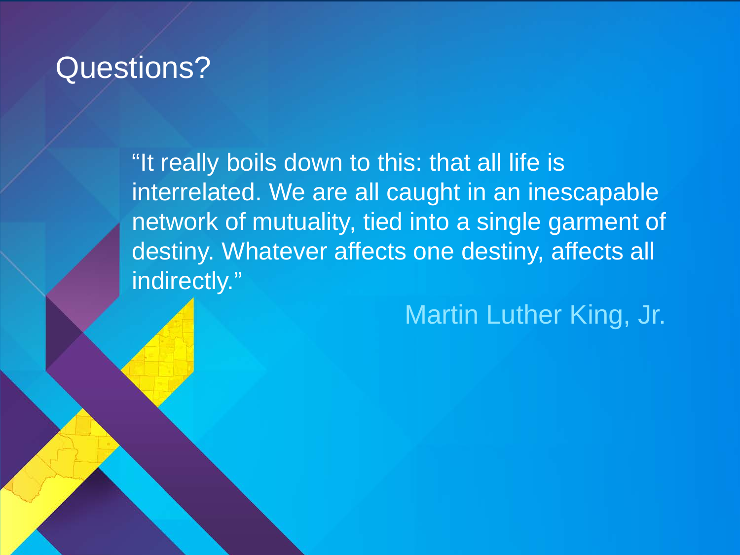# Questions?

"It really boils down to this: that all life is interrelated. We are all caught in an inescapable network of mutuality, tied into a single garment of destiny. Whatever affects one destiny, affects all indirectly."

Martin Luther King, Jr.